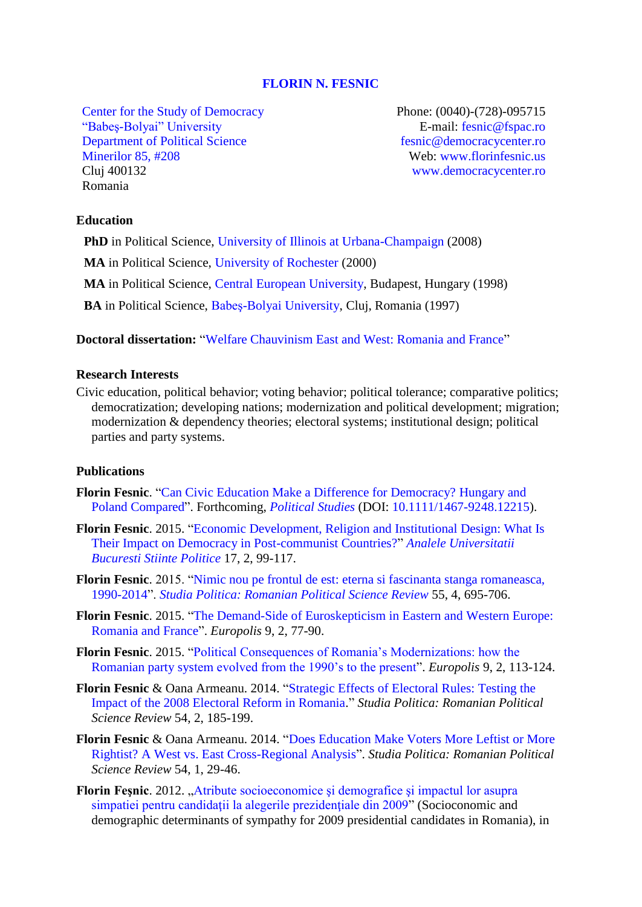# FLORIN N. FESNIC

Center for the Study of Democracy
"Babeş-Bolyai" University
Department of Political Science
Minerilor 85, #208
Cluj 400132
Romania

Phone: (0040)-(728)-095715
E-mail: fesnic@fspac.ro
fesnic@democracycenter.ro
Web: www.florinfesnic.us
www.democracycenter.ro

## Education

**PhD** in Political Science, University of Illinois at Urbana-Champaign (2008)

**MA** in Political Science, University of Rochester (2000)

**MA** in Political Science, Central European University, Budapest, Hungary (1998)

**BA** in Political Science, Babeş-Bolyai University, Cluj, Romania (1997)

**Doctoral dissertation:** "Welfare Chauvinism East and West: Romania and France"

## Research Interests

Civic education, political behavior; voting behavior; political tolerance; comparative politics; democratization; developing nations; modernization and political development; migration; modernization & dependency theories; electoral systems; institutional design; political parties and party systems.

## Publications

**Florin Fesnic**. "Can Civic Education Make a Difference for Democracy? Hungary and Poland Compared". Forthcoming, *Political Studies* (DOI: 10.1111/1467-9248.12215).

**Florin Fesnic**. 2015. "Economic Development, Religion and Institutional Design: What Is Their Impact on Democracy in Post-communist Countries?" *Analele Universitatii Bucuresti Stiinte Politice* 17, 2, 99-117.

**Florin Fesnic**. 2015. "Nimic nou pe frontul de est: eterna si fascinanta stanga romaneasca, 1990-2014". *Studia Politica: Romanian Political Science Review* 55, 4, 695-706.

**Florin Fesnic**. 2015. "The Demand-Side of Euroskepticism in Eastern and Western Europe: Romania and France". *Europolis* 9, 2, 77-90.

**Florin Fesnic**. 2015. "Political Consequences of Romania's Modernizations: how the Romanian party system evolved from the 1990's to the present". *Europolis* 9, 2, 113-124.

**Florin Fesnic** & Oana Armeanu. 2014. "Strategic Effects of Electoral Rules: Testing the Impact of the 2008 Electoral Reform in Romania." *Studia Politica: Romanian Political Science Review* 54, 2, 185-199.

**Florin Fesnic** & Oana Armeanu. 2014. "Does Education Make Voters More Leftist or More Rightist? A West vs. East Cross-Regional Analysis". *Studia Politica: Romanian Political Science Review* 54, 1, 29-46.

**Florin Feşnic**. 2012. „Atribute socioeconomice şi demografice şi impactul lor asupra simpatiei pentru candidaţii la alegerile prezidenţiale din 2009" (Socioconomic and demographic determinants of sympathy for 2009 presidential candidates in Romania), in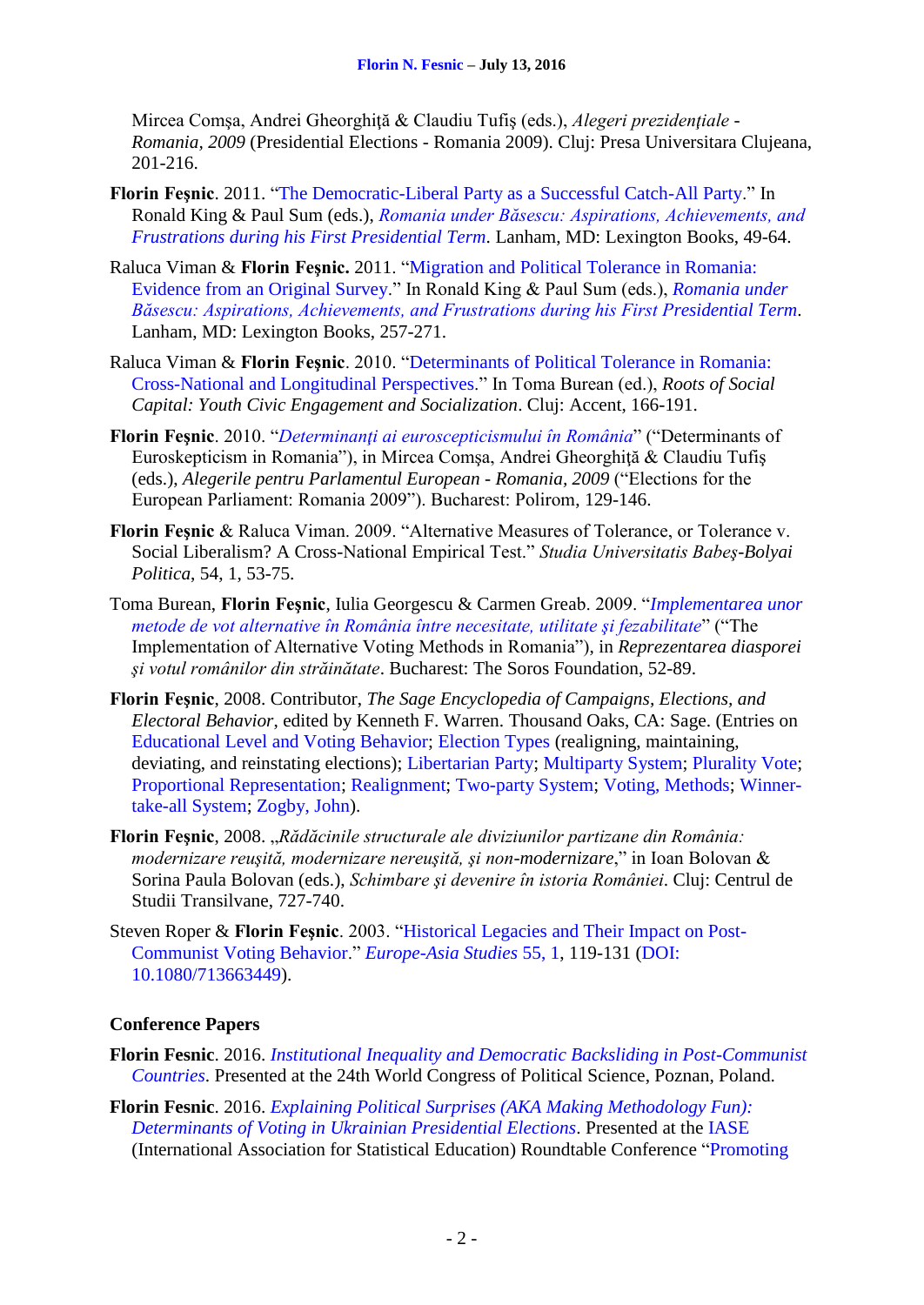Mircea Comşa, Andrei Gheorghiţă & Claudiu Tufiş (eds.), *Alegeri prezidenţiale - Romania, 2009* (Presidential Elections - Romania 2009). Cluj: Presa Universitara Clujeana, 201-216.

**Florin Feşnic**. 2011. "The Democratic-Liberal Party as a Successful Catch-All Party." In Ronald King & Paul Sum (eds.), *Romania under Băsescu: Aspirations, Achievements, and Frustrations during his First Presidential Term*. Lanham, MD: Lexington Books, 49-64.

Raluca Viman & **Florin Feşnic.** 2011. "Migration and Political Tolerance in Romania: Evidence from an Original Survey." In Ronald King & Paul Sum (eds.), *Romania under Băsescu: Aspirations, Achievements, and Frustrations during his First Presidential Term*. Lanham, MD: Lexington Books, 257-271.

Raluca Viman & **Florin Feşnic**. 2010. "Determinants of Political Tolerance in Romania: Cross-National and Longitudinal Perspectives." In Toma Burean (ed.), *Roots of Social Capital: Youth Civic Engagement and Socialization*. Cluj: Accent, 166-191.

**Florin Feşnic**. 2010. "*Determinanţi ai euroscepticismului în România*" ("Determinants of Euroskepticism in Romania"), in Mircea Comşa, Andrei Gheorghiţă & Claudiu Tufiş (eds.), *Alegerile pentru Parlamentul European - Romania, 2009* ("Elections for the European Parliament: Romania 2009"). Bucharest: Polirom, 129-146.

**Florin Feşnic** & Raluca Viman. 2009. "Alternative Measures of Tolerance, or Tolerance v. Social Liberalism? A Cross-National Empirical Test." *Studia Universitatis Babeş-Bolyai Politica*, 54, 1, 53-75.

Toma Burean, **Florin Feşnic**, Iulia Georgescu & Carmen Greab. 2009. "*Implementarea unor metode de vot alternative în România între necesitate, utilitate şi fezabilitate*" ("The Implementation of Alternative Voting Methods in Romania"), in *Reprezentarea diasporei şi votul românilor din străinătate*. Bucharest: The Soros Foundation, 52-89.

**Florin Feşnic**, 2008. Contributor, *The Sage Encyclopedia of Campaigns, Elections, and Electoral Behavior*, edited by Kenneth F. Warren. Thousand Oaks, CA: Sage. (Entries on Educational Level and Voting Behavior; Election Types (realigning, maintaining, deviating, and reinstating elections); Libertarian Party; Multiparty System; Plurality Vote; Proportional Representation; Realignment; Two-party System; Voting, Methods; Winner-take-all System; Zogby, John).

**Florin Feşnic**, 2008. „*Rădăcinile structurale ale diviziunilor partizane din România: modernizare reuşită, modernizare nereuşită, şi non-modernizare*," in Ioan Bolovan & Sorina Paula Bolovan (eds.), *Schimbare şi devenire în istoria României*. Cluj: Centrul de Studii Transilvane, 727-740.

Steven Roper & **Florin Feşnic**. 2003. "Historical Legacies and Their Impact on Post-Communist Voting Behavior." *Europe-Asia Studies* 55, 1, 119-131 (DOI: 10.1080/713663449).

### Conference Papers

**Florin Fesnic**. 2016. *Institutional Inequality and Democratic Backsliding in Post-Communist Countries*. Presented at the 24th World Congress of Political Science, Poznan, Poland.

**Florin Fesnic**. 2016. *Explaining Political Surprises (AKA Making Methodology Fun): Determinants of Voting in Ukrainian Presidential Elections*. Presented at the IASE (International Association for Statistical Education) Roundtable Conference "Promoting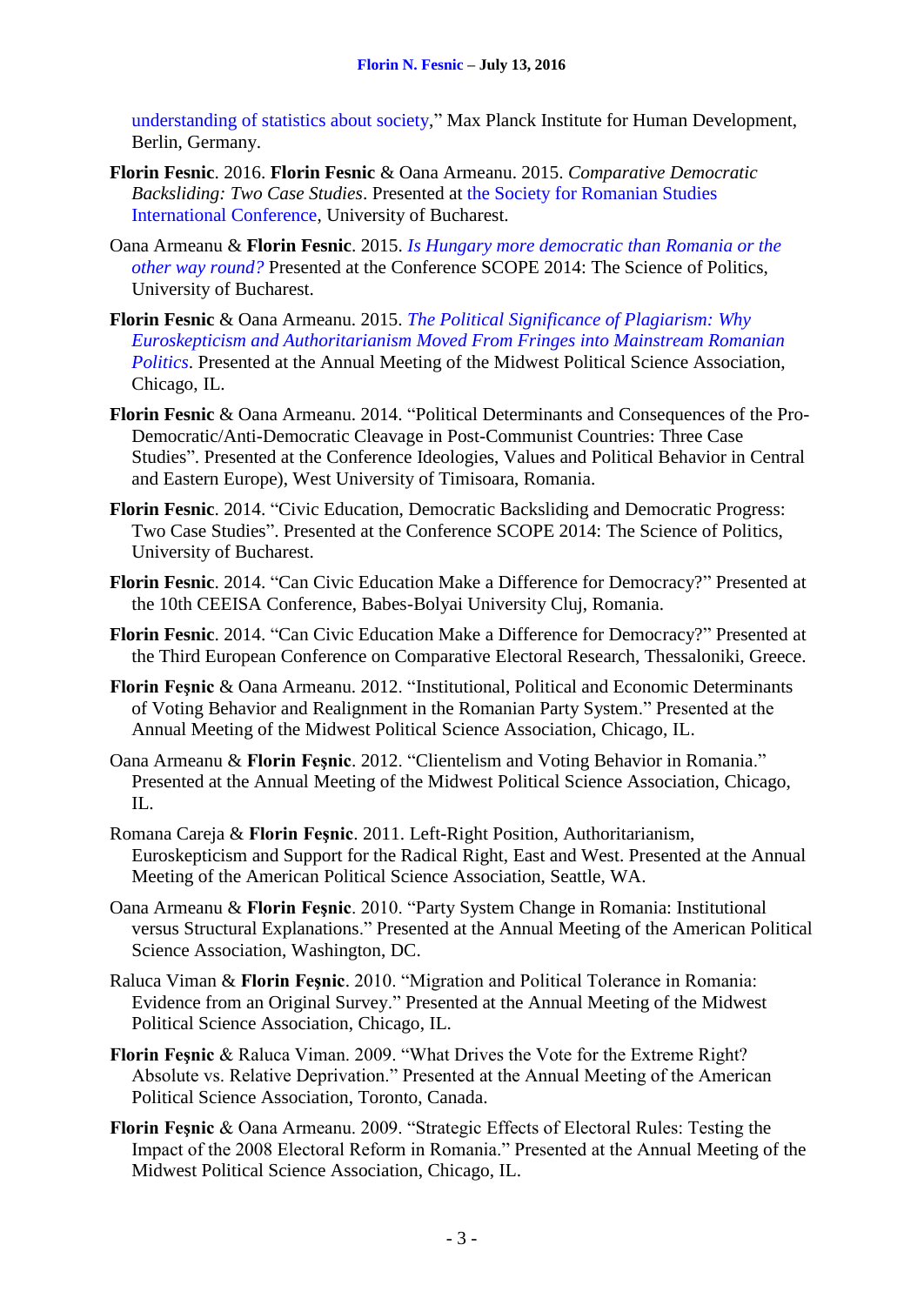understanding of statistics about society," Max Planck Institute for Human Development, Berlin, Germany.

**Florin Fesnic**. 2016. **Florin Fesnic** & Oana Armeanu. 2015. *Comparative Democratic Backsliding: Two Case Studies*. Presented at the Society for Romanian Studies International Conference, University of Bucharest.

Oana Armeanu & **Florin Fesnic**. 2015. *Is Hungary more democratic than Romania or the other way round?* Presented at the Conference SCOPE 2014: The Science of Politics, University of Bucharest.

**Florin Fesnic** & Oana Armeanu. 2015. *The Political Significance of Plagiarism: Why Euroskepticism and Authoritarianism Moved From Fringes into Mainstream Romanian Politics*. Presented at the Annual Meeting of the Midwest Political Science Association, Chicago, IL.

**Florin Fesnic** & Oana Armeanu. 2014. "Political Determinants and Consequences of the Pro-Democratic/Anti-Democratic Cleavage in Post-Communist Countries: Three Case Studies". Presented at the Conference Ideologies, Values and Political Behavior in Central and Eastern Europe), West University of Timisoara, Romania.

**Florin Fesnic**. 2014. "Civic Education, Democratic Backsliding and Democratic Progress: Two Case Studies". Presented at the Conference SCOPE 2014: The Science of Politics, University of Bucharest.

**Florin Fesnic**. 2014. "Can Civic Education Make a Difference for Democracy?" Presented at the 10th CEEISA Conference, Babes-Bolyai University Cluj, Romania.

**Florin Fesnic**. 2014. "Can Civic Education Make a Difference for Democracy?" Presented at the Third European Conference on Comparative Electoral Research, Thessaloniki, Greece.

**Florin Feşnic** & Oana Armeanu. 2012. "Institutional, Political and Economic Determinants of Voting Behavior and Realignment in the Romanian Party System." Presented at the Annual Meeting of the Midwest Political Science Association, Chicago, IL.

Oana Armeanu & **Florin Feşnic**. 2012. "Clientelism and Voting Behavior in Romania." Presented at the Annual Meeting of the Midwest Political Science Association, Chicago, IL.

Romana Careja & **Florin Feşnic**. 2011. Left-Right Position, Authoritarianism, Euroskepticism and Support for the Radical Right, East and West. Presented at the Annual Meeting of the American Political Science Association, Seattle, WA.

Oana Armeanu & **Florin Feşnic**. 2010. "Party System Change in Romania: Institutional versus Structural Explanations." Presented at the Annual Meeting of the American Political Science Association, Washington, DC.

Raluca Viman & **Florin Feşnic**. 2010. "Migration and Political Tolerance in Romania: Evidence from an Original Survey." Presented at the Annual Meeting of the Midwest Political Science Association, Chicago, IL.

**Florin Feşnic** & Raluca Viman. 2009. "What Drives the Vote for the Extreme Right? Absolute vs. Relative Deprivation." Presented at the Annual Meeting of the American Political Science Association, Toronto, Canada.

**Florin Feşnic** & Oana Armeanu. 2009. "Strategic Effects of Electoral Rules: Testing the Impact of the 2008 Electoral Reform in Romania." Presented at the Annual Meeting of the Midwest Political Science Association, Chicago, IL.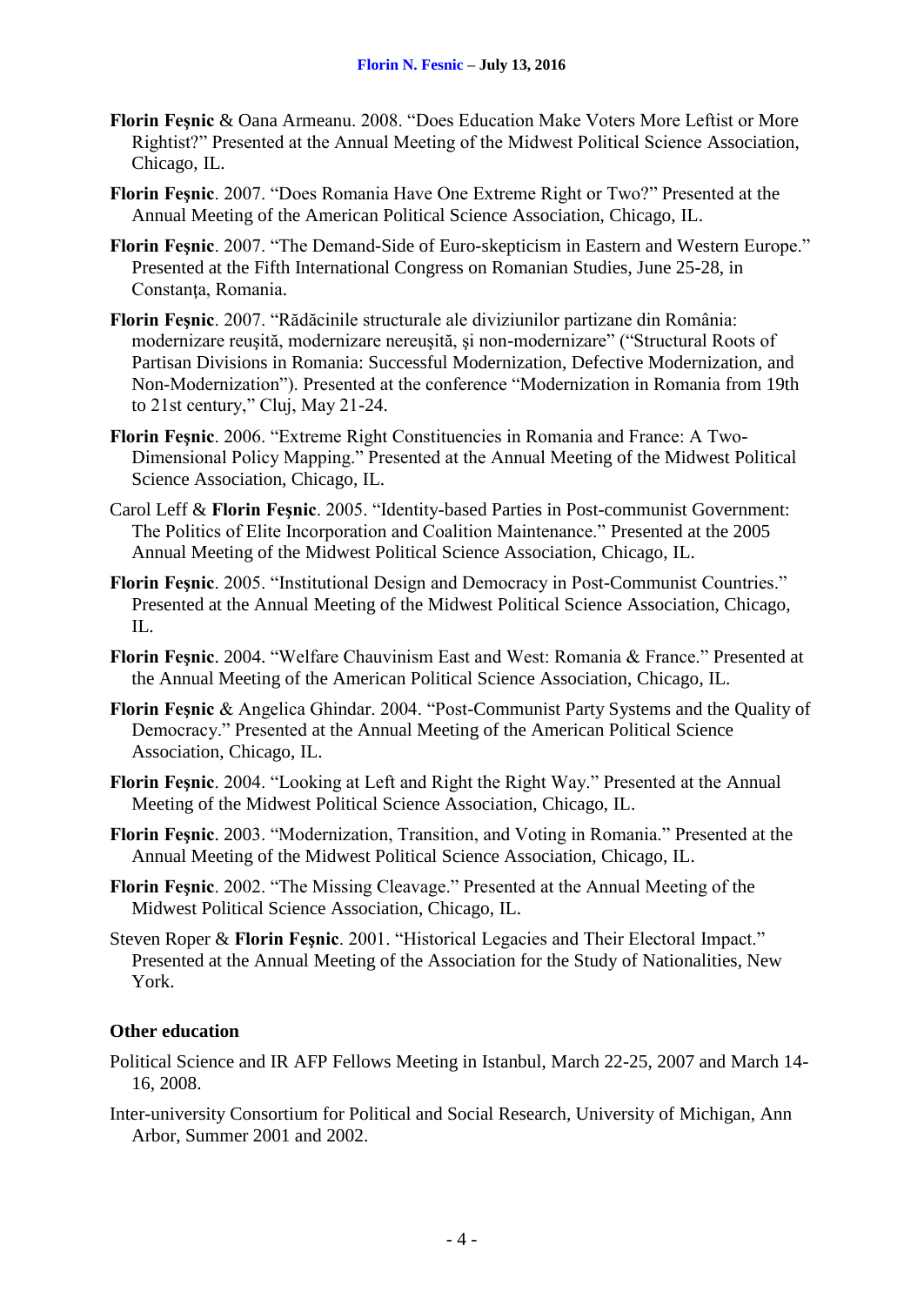**Florin Feşnic** & Oana Armeanu. 2008. "Does Education Make Voters More Leftist or More Rightist?" Presented at the Annual Meeting of the Midwest Political Science Association, Chicago, IL.

**Florin Feşnic**. 2007. "Does Romania Have One Extreme Right or Two?" Presented at the Annual Meeting of the American Political Science Association, Chicago, IL.

**Florin Feşnic**. 2007. "The Demand-Side of Euro-skepticism in Eastern and Western Europe." Presented at the Fifth International Congress on Romanian Studies, June 25-28, in Constanţa, Romania.

**Florin Feşnic**. 2007. "Rădăcinile structurale ale diviziunilor partizane din România: modernizare reuşită, modernizare nereuşită, şi non-modernizare" ("Structural Roots of Partisan Divisions in Romania: Successful Modernization, Defective Modernization, and Non-Modernization"). Presented at the conference "Modernization in Romania from 19th to 21st century," Cluj, May 21-24.

**Florin Feşnic**. 2006. "Extreme Right Constituencies in Romania and France: A Two-Dimensional Policy Mapping." Presented at the Annual Meeting of the Midwest Political Science Association, Chicago, IL.

Carol Leff & **Florin Feşnic**. 2005. "Identity-based Parties in Post-communist Government: The Politics of Elite Incorporation and Coalition Maintenance." Presented at the 2005 Annual Meeting of the Midwest Political Science Association, Chicago, IL.

**Florin Feşnic**. 2005. "Institutional Design and Democracy in Post-Communist Countries." Presented at the Annual Meeting of the Midwest Political Science Association, Chicago, IL.

**Florin Feşnic**. 2004. "Welfare Chauvinism East and West: Romania & France." Presented at the Annual Meeting of the American Political Science Association, Chicago, IL.

**Florin Feşnic** & Angelica Ghindar. 2004. "Post-Communist Party Systems and the Quality of Democracy." Presented at the Annual Meeting of the American Political Science Association, Chicago, IL.

**Florin Feşnic**. 2004. "Looking at Left and Right the Right Way." Presented at the Annual Meeting of the Midwest Political Science Association, Chicago, IL.

**Florin Feşnic**. 2003. "Modernization, Transition, and Voting in Romania." Presented at the Annual Meeting of the Midwest Political Science Association, Chicago, IL.

**Florin Feşnic**. 2002. "The Missing Cleavage." Presented at the Annual Meeting of the Midwest Political Science Association, Chicago, IL.

Steven Roper & **Florin Feşnic**. 2001. "Historical Legacies and Their Electoral Impact." Presented at the Annual Meeting of the Association for the Study of Nationalities, New York.

### Other education

Political Science and IR AFP Fellows Meeting in Istanbul, March 22-25, 2007 and March 14-16, 2008.

Inter-university Consortium for Political and Social Research, University of Michigan, Ann Arbor, Summer 2001 and 2002.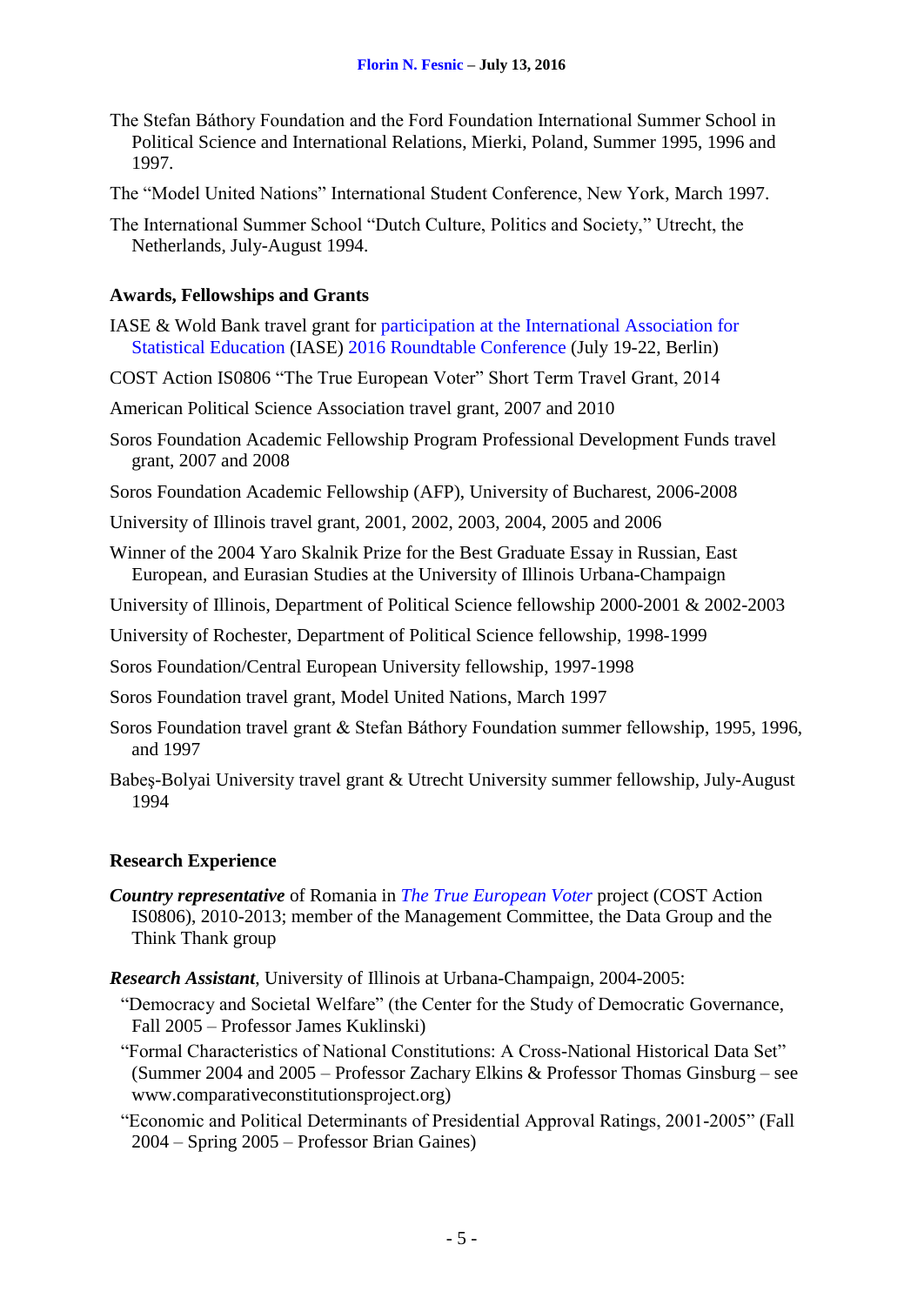The Stefan Báthory Foundation and the Ford Foundation International Summer School in Political Science and International Relations, Mierki, Poland, Summer 1995, 1996 and 1997.

The "Model United Nations" International Student Conference, New York, March 1997.

The International Summer School "Dutch Culture, Politics and Society," Utrecht, the Netherlands, July-August 1994.

### Awards, Fellowships and Grants

IASE & Wold Bank travel grant for participation at the International Association for Statistical Education (IASE) 2016 Roundtable Conference (July 19-22, Berlin)

COST Action IS0806 "The True European Voter" Short Term Travel Grant, 2014

American Political Science Association travel grant, 2007 and 2010

Soros Foundation Academic Fellowship Program Professional Development Funds travel grant, 2007 and 2008

Soros Foundation Academic Fellowship (AFP), University of Bucharest, 2006-2008

University of Illinois travel grant, 2001, 2002, 2003, 2004, 2005 and 2006

Winner of the 2004 Yaro Skalnik Prize for the Best Graduate Essay in Russian, East European, and Eurasian Studies at the University of Illinois Urbana-Champaign

University of Illinois, Department of Political Science fellowship 2000-2001 & 2002-2003

University of Rochester, Department of Political Science fellowship, 1998-1999

Soros Foundation/Central European University fellowship, 1997-1998

Soros Foundation travel grant, Model United Nations, March 1997

Soros Foundation travel grant & Stefan Báthory Foundation summer fellowship, 1995, 1996, and 1997

Babeş-Bolyai University travel grant & Utrecht University summer fellowship, July-August 1994

### Research Experience

***Country representative*** of Romania in *The True European Voter* project (COST Action IS0806), 2010-2013; member of the Management Committee, the Data Group and the Think Thank group

***Research Assistant***, University of Illinois at Urbana-Champaign, 2004-2005:

"Democracy and Societal Welfare" (the Center for the Study of Democratic Governance, Fall 2005 – Professor James Kuklinski)

"Formal Characteristics of National Constitutions: A Cross-National Historical Data Set" (Summer 2004 and 2005 – Professor Zachary Elkins & Professor Thomas Ginsburg – see www.comparativeconstitutionsproject.org)

"Economic and Political Determinants of Presidential Approval Ratings, 2001-2005" (Fall 2004 – Spring 2005 – Professor Brian Gaines)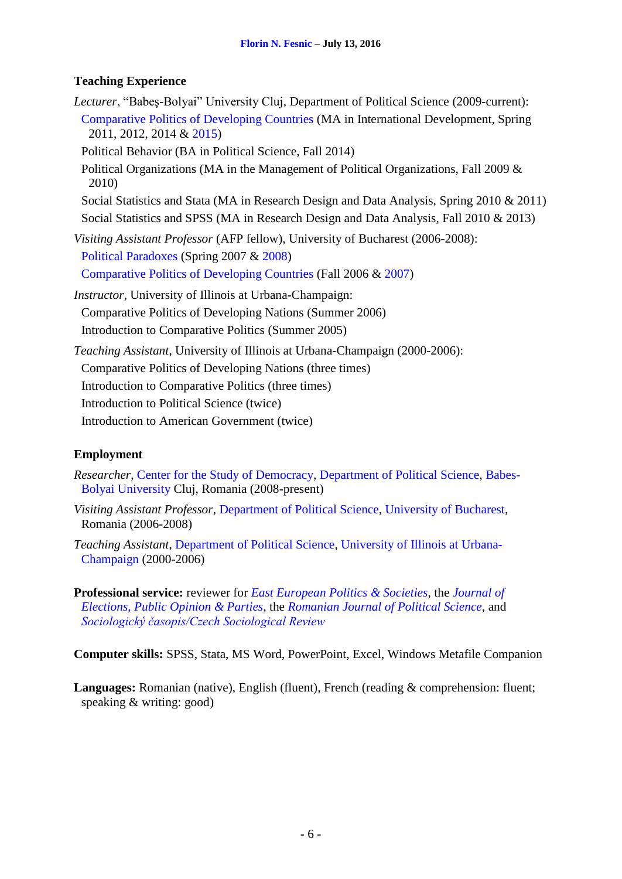## Teaching Experience

*Lecturer*, "Babeș-Bolyai" University Cluj, Department of Political Science (2009-current):

- Comparative Politics of Developing Countries (MA in International Development, Spring 2011, 2012, 2014 & 2015)
- Political Behavior (BA in Political Science, Fall 2014)
- Political Organizations (MA in the Management of Political Organizations, Fall 2009 & 2010)
- Social Statistics and Stata (MA in Research Design and Data Analysis, Spring 2010 & 2011)
- Social Statistics and SPSS (MA in Research Design and Data Analysis, Fall 2010 & 2013)

*Visiting Assistant Professor* (AFP fellow), University of Bucharest (2006-2008):

- Political Paradoxes (Spring 2007 & 2008)
- Comparative Politics of Developing Countries (Fall 2006 & 2007)

*Instructor*, University of Illinois at Urbana-Champaign:

- Comparative Politics of Developing Nations (Summer 2006)
- Introduction to Comparative Politics (Summer 2005)

*Teaching Assistant*, University of Illinois at Urbana-Champaign (2000-2006):

- Comparative Politics of Developing Nations (three times)
- Introduction to Comparative Politics (three times)
- Introduction to Political Science (twice)
- Introduction to American Government (twice)

## Employment

*Researcher*, Center for the Study of Democracy, Department of Political Science, Babes-Bolyai University Cluj, Romania (2008-present)

*Visiting Assistant Professor*, Department of Political Science, University of Bucharest, Romania (2006-2008)

*Teaching Assistant*, Department of Political Science, University of Illinois at Urbana-Champaign (2000-2006)

**Professional service:** reviewer for *East European Politics & Societies*, the *Journal of Elections, Public Opinion & Parties*, the *Romanian Journal of Political Science*, and *Sociologický časopis/Czech Sociological Review*

**Computer skills:** SPSS, Stata, MS Word, PowerPoint, Excel, Windows Metafile Companion

**Languages:** Romanian (native), English (fluent), French (reading & comprehension: fluent; speaking & writing: good)